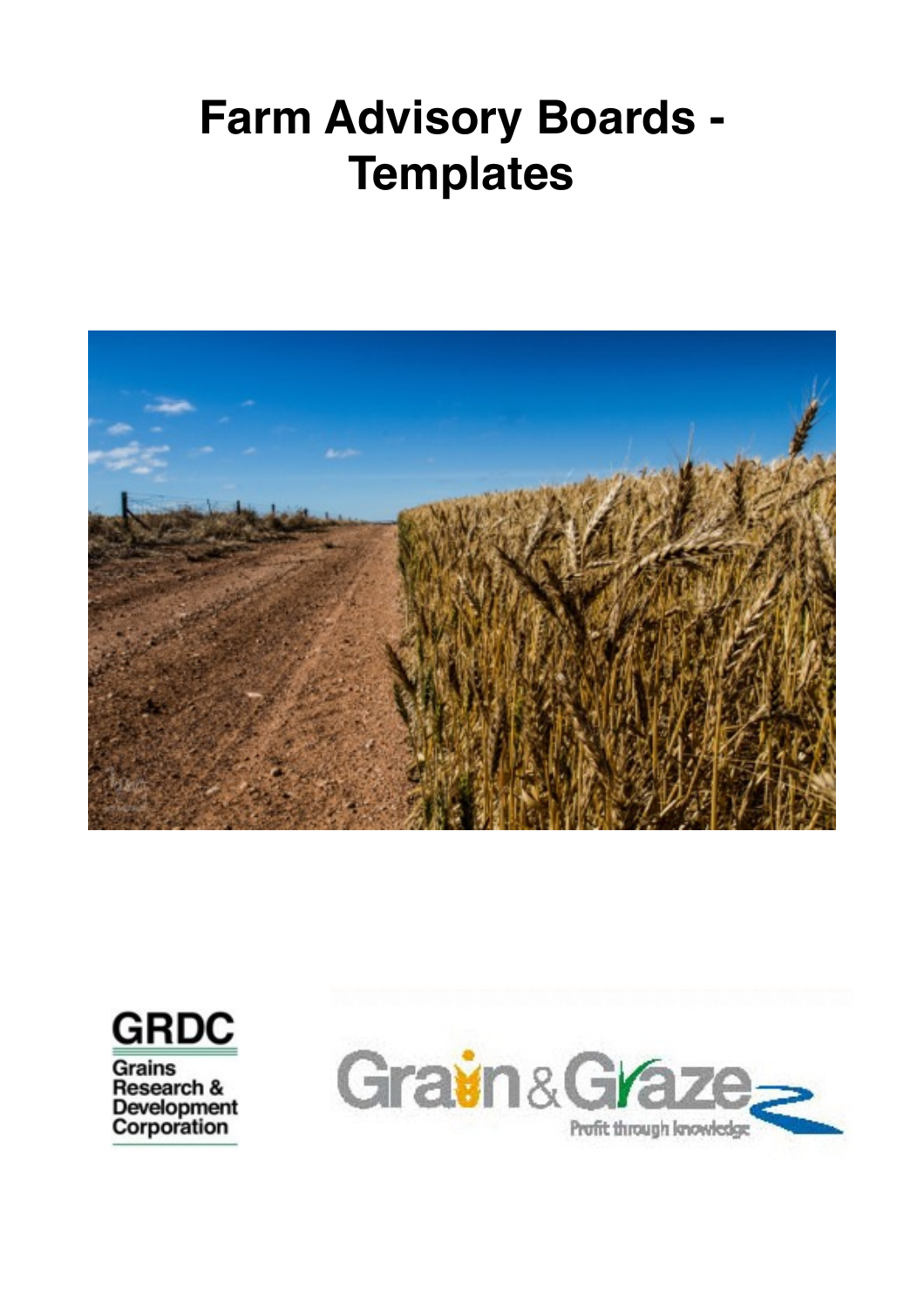# Farm Advisory Boards - Templates

GRDC
Grains Research & Development Corporation

Grain & Graze
Profit through knowledge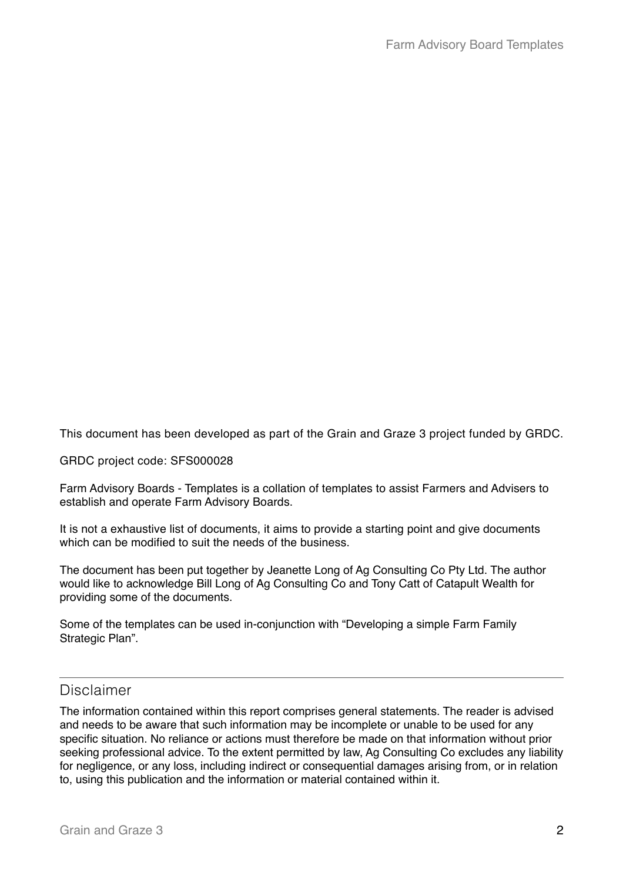This document has been developed as part of the Grain and Graze 3 project funded by GRDC.

GRDC project code: SFS000028

Farm Advisory Boards - Templates is a collation of templates to assist Farmers and Advisers to establish and operate Farm Advisory Boards.

It is not a exhaustive list of documents, it aims to provide a starting point and give documents which can be modified to suit the needs of the business.

The document has been put together by Jeanette Long of Ag Consulting Co Pty Ltd. The author would like to acknowledge Bill Long of Ag Consulting Co and Tony Catt of Catapult Wealth for providing some of the documents.

Some of the templates can be used in-conjunction with "Developing a simple Farm Family Strategic Plan".

## Disclaimer

The information contained within this report comprises general statements. The reader is advised and needs to be aware that such information may be incomplete or unable to be used for any specific situation. No reliance or actions must therefore be made on that information without prior seeking professional advice. To the extent permitted by law, Ag Consulting Co excludes any liability for negligence, or any loss, including indirect or consequential damages arising from, or in relation to, using this publication and the information or material contained within it.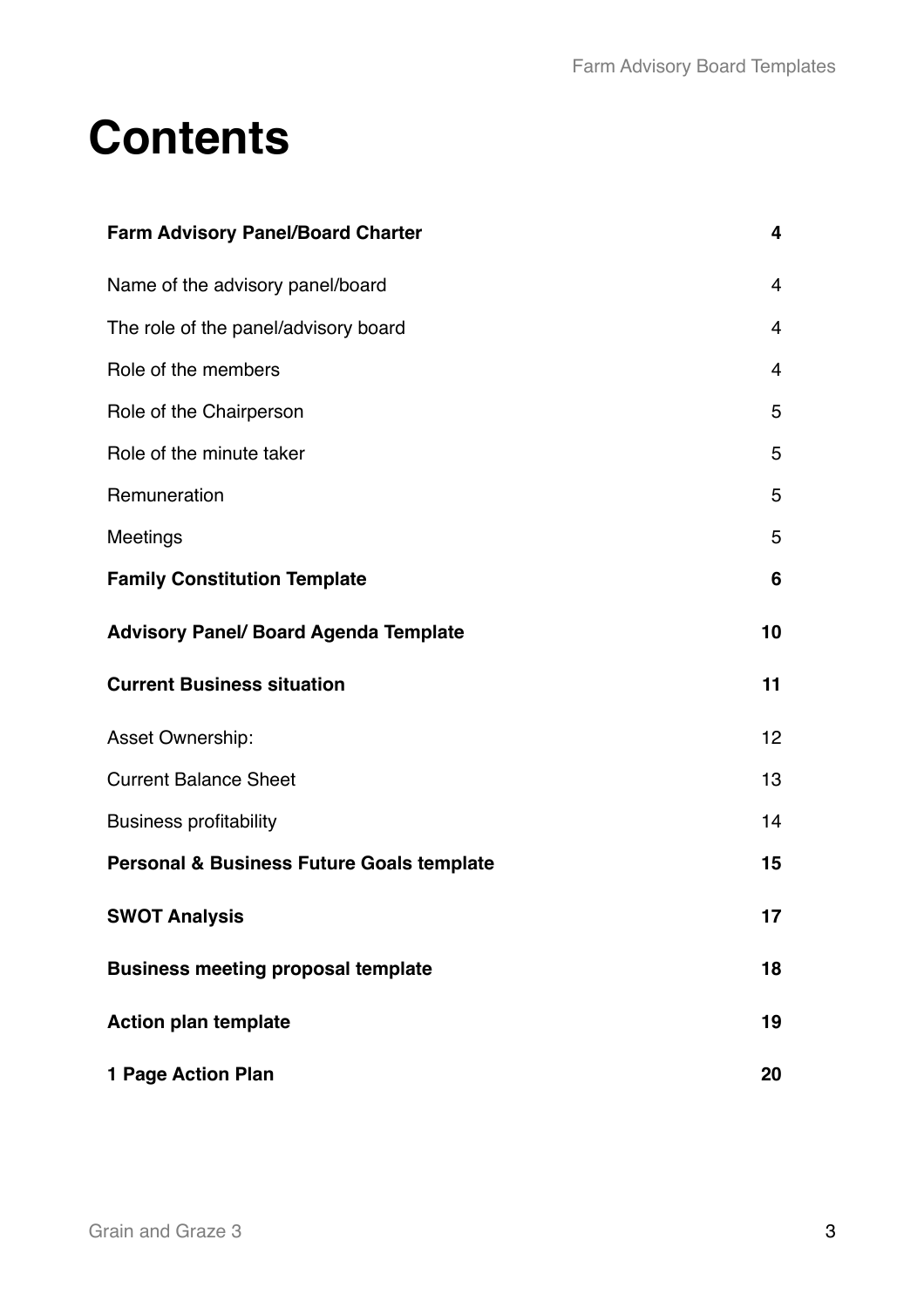# Contents

| | |
|---|---|
| **Farm Advisory Panel/Board Charter** | **4** |
| Name of the advisory panel/board | 4 |
| The role of the panel/advisory board | 4 |
| Role of the members | 4 |
| Role of the Chairperson | 5 |
| Role of the minute taker | 5 |
| Remuneration | 5 |
| Meetings | 5 |
| **Family Constitution Template** | **6** |
| **Advisory Panel/ Board Agenda Template** | **10** |
| **Current Business situation** | **11** |
| Asset Ownership: | 12 |
| Current Balance Sheet | 13 |
| Business profitability | 14 |
| **Personal & Business Future Goals template** | **15** |
| **SWOT Analysis** | **17** |
| **Business meeting proposal template** | **18** |
| **Action plan template** | **19** |
| **1 Page Action Plan** | **20** |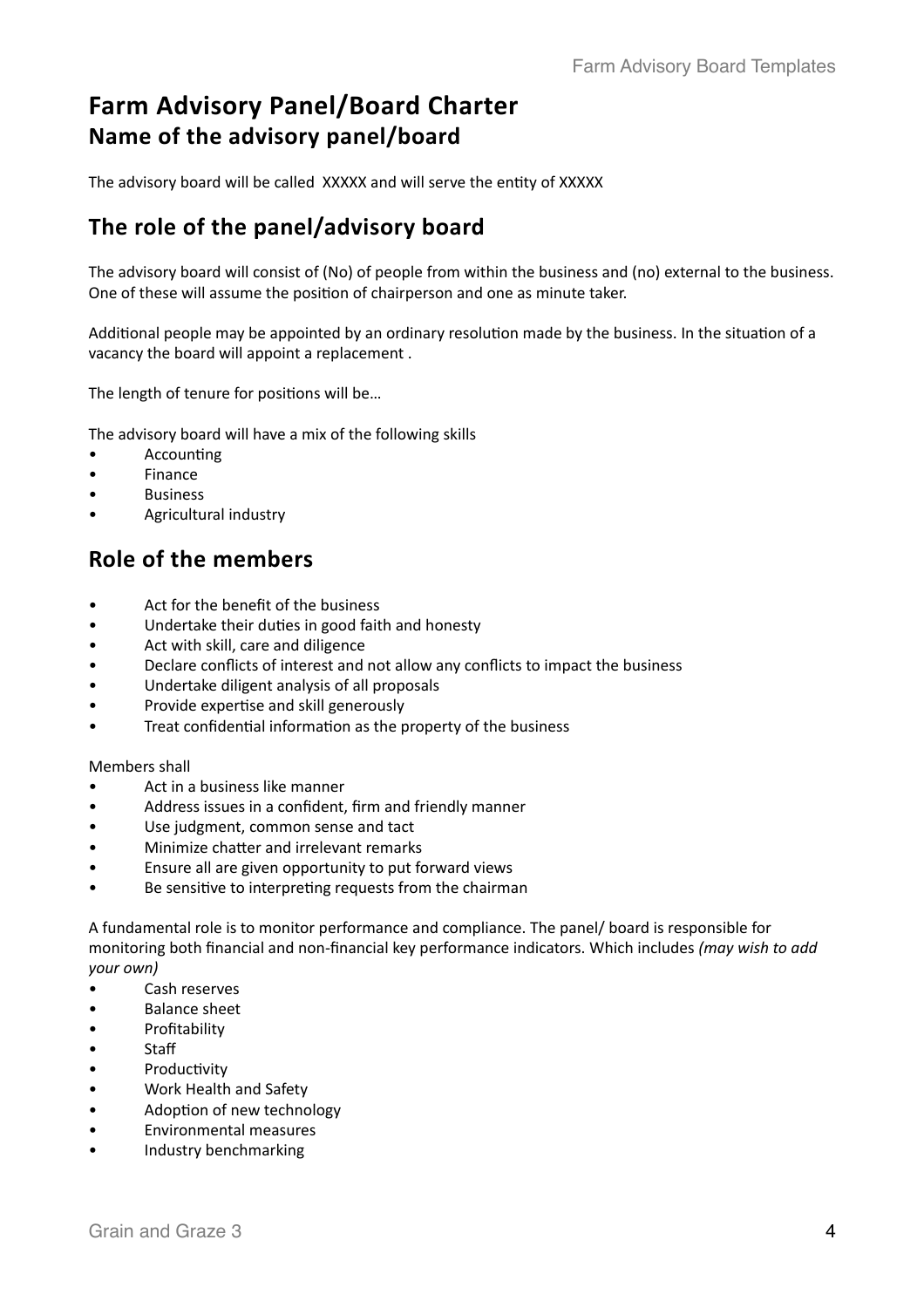# Farm Advisory Panel/Board Charter

## Name of the advisory panel/board

The advisory board will be called XXXXX and will serve the entity of XXXXX

## The role of the panel/advisory board

The advisory board will consist of (No) of people from within the business and (no) external to the business. One of these will assume the position of chairperson and one as minute taker.

Additional people may be appointed by an ordinary resolution made by the business. In the situation of a vacancy the board will appoint a replacement .

The length of tenure for positions will be…

The advisory board will have a mix of the following skills

- Accounting
- Finance
- Business
- Agricultural industry

## Role of the members

- Act for the benefit of the business
- Undertake their duties in good faith and honesty
- Act with skill, care and diligence
- Declare conflicts of interest and not allow any conflicts to impact the business
- Undertake diligent analysis of all proposals
- Provide expertise and skill generously
- Treat confidential information as the property of the business

Members shall

- Act in a business like manner
- Address issues in a confident, firm and friendly manner
- Use judgment, common sense and tact
- Minimize chatter and irrelevant remarks
- Ensure all are given opportunity to put forward views
- Be sensitive to interpreting requests from the chairman

A fundamental role is to monitor performance and compliance. The panel/ board is responsible for monitoring both financial and non-financial key performance indicators. Which includes *(may wish to add your own)*

- Cash reserves
- Balance sheet
- Profitability
- Staff
- Productivity
- Work Health and Safety
- Adoption of new technology
- Environmental measures
- Industry benchmarking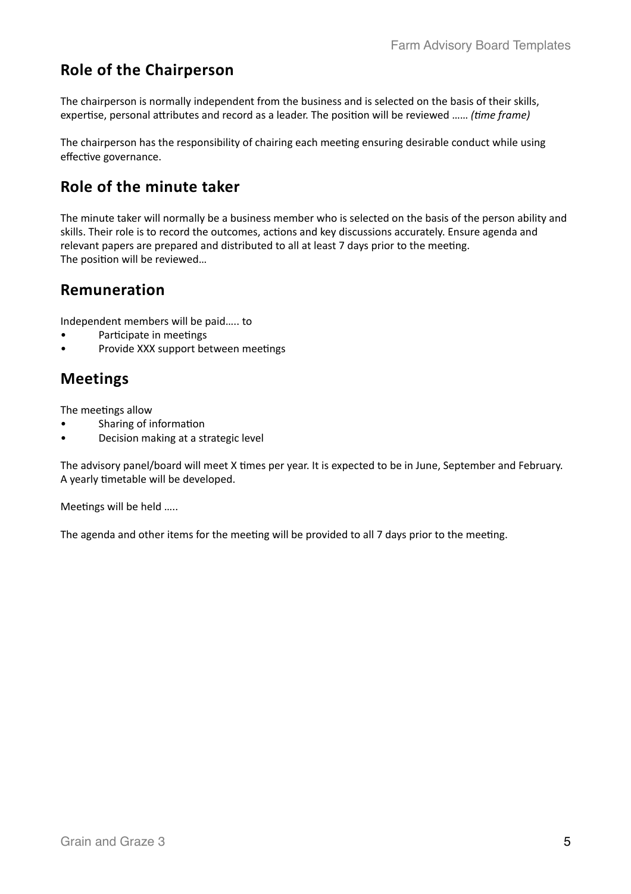## Role of the Chairperson

The chairperson is normally independent from the business and is selected on the basis of their skills, expertise, personal attributes and record as a leader. The position will be reviewed …… *(time frame)*

The chairperson has the responsibility of chairing each meeting ensuring desirable conduct while using effective governance.

## Role of the minute taker

The minute taker will normally be a business member who is selected on the basis of the person ability and skills. Their role is to record the outcomes, actions and key discussions accurately. Ensure agenda and relevant papers are prepared and distributed to all at least 7 days prior to the meeting.
The position will be reviewed…

## Remuneration

Independent members will be paid….. to

- Participate in meetings
- Provide XXX support between meetings

## Meetings

The meetings allow

- Sharing of information
- Decision making at a strategic level

The advisory panel/board will meet X times per year. It is expected to be in June, September and February. A yearly timetable will be developed.

Meetings will be held …..

The agenda and other items for the meeting will be provided to all 7 days prior to the meeting.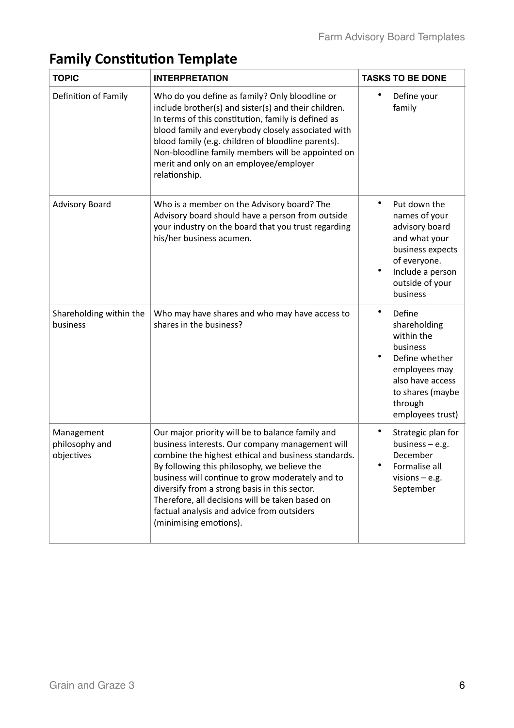# Family Constitution Template

| TOPIC | INTERPRETATION | TASKS TO BE DONE |
| --- | --- | --- |
| Definition of Family | Who do you define as family? Only bloodline or include brother(s) and sister(s) and their children. In terms of this constitution, family is defined as blood family and everybody closely associated with blood family (e.g. children of bloodline parents). Non-bloodline family members will be appointed on merit and only on an employee/employer relationship. | • Define your family |
| Advisory Board | Who is a member on the Advisory board? The Advisory board should have a person from outside your industry on the board that you trust regarding his/her business acumen. | • Put down the names of your advisory board and what your business expects of everyone.<br>• Include a person outside of your business |
| Shareholding within the business | Who may have shares and who may have access to shares in the business? | • Define shareholding within the business<br>• Define whether employees may also have access to shares (maybe through employees trust) |
| Management philosophy and objectives | Our major priority will be to balance family and business interests. Our company management will combine the highest ethical and business standards. By following this philosophy, we believe the business will continue to grow moderately and to diversify from a strong basis in this sector. Therefore, all decisions will be taken based on factual analysis and advice from outsiders (minimising emotions). | • Strategic plan for business – e.g. December<br>• Formalise all visions – e.g. September |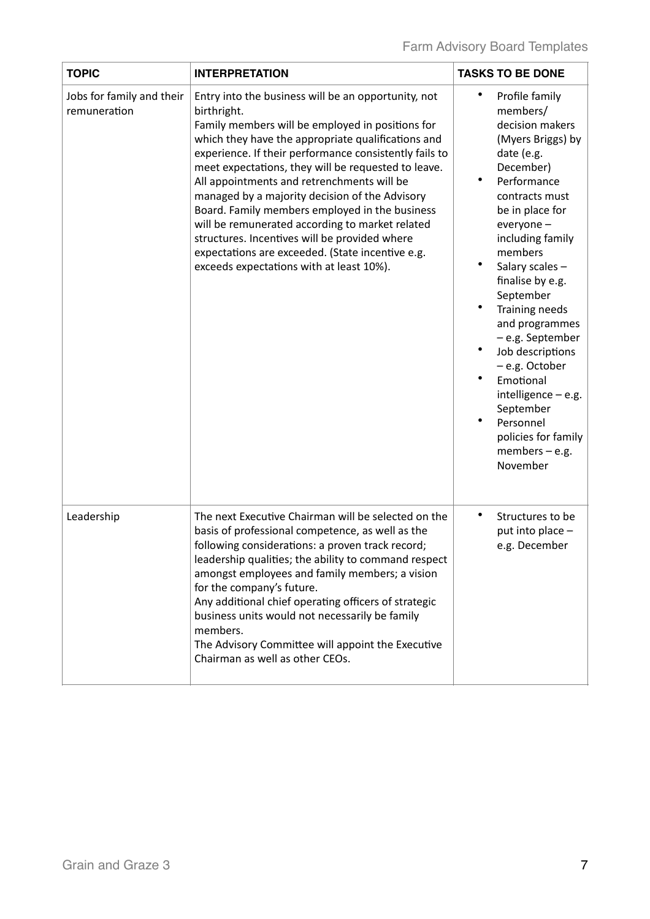| TOPIC | INTERPRETATION | TASKS TO BE DONE |
|---|---|---|
| Jobs for family and their remuneration | Entry into the business will be an opportunity, not birthright.<br>Family members will be employed in positions for which they have the appropriate qualifications and experience. If their performance consistently fails to meet expectations, they will be requested to leave. All appointments and retrenchments will be managed by a majority decision of the Advisory Board. Family members employed in the business will be remunerated according to market related structures. Incentives will be provided where expectations are exceeded. (State incentive e.g. exceeds expectations with at least 10%). | • Profile family members/ decision makers (Myers Briggs) by date (e.g. December)<br>• Performance contracts must be in place for everyone – including family members<br>• Salary scales – finalise by e.g. September<br>• Training needs and programmes – e.g. September<br>• Job descriptions – e.g. October<br>• Emotional intelligence – e.g. September<br>• Personnel policies for family members – e.g. November |
| Leadership | The next Executive Chairman will be selected on the basis of professional competence, as well as the following considerations: a proven track record; leadership qualities; the ability to command respect amongst employees and family members; a vision for the company's future.<br>Any additional chief operating officers of strategic business units would not necessarily be family members.<br>The Advisory Committee will appoint the Executive Chairman as well as other CEOs. | • Structures to be put into place – e.g. December |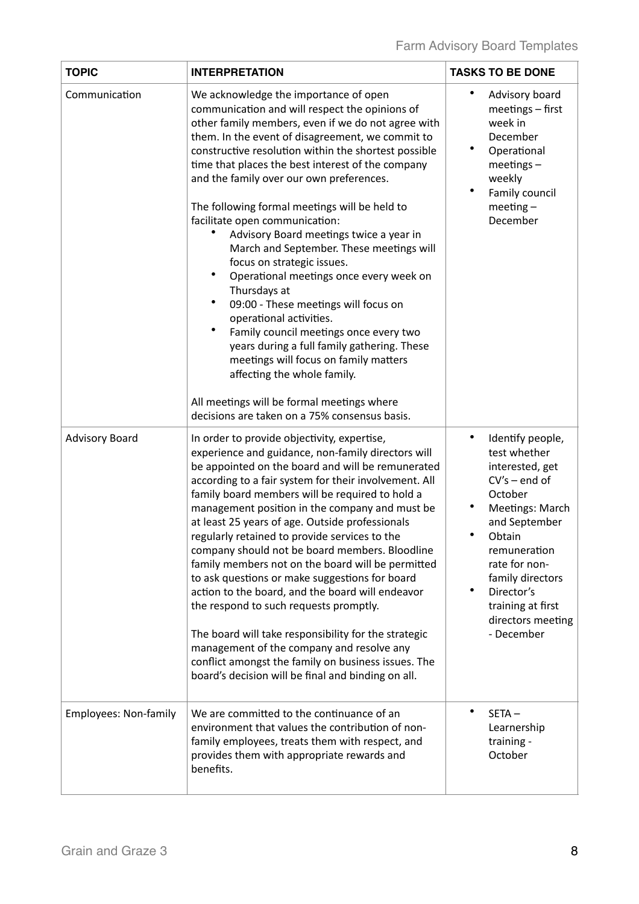| TOPIC | INTERPRETATION | TASKS TO BE DONE |
|---|---|---|
| Communication | We acknowledge the importance of open communication and will respect the opinions of other family members, even if we do not agree with them. In the event of disagreement, we commit to constructive resolution within the shortest possible time that places the best interest of the company and the family over our own preferences.<br><br>The following formal meetings will be held to facilitate open communication:<br>• Advisory Board meetings twice a year in March and September. These meetings will focus on strategic issues.<br>• Operational meetings once every week on Thursdays at<br>• 09:00 - These meetings will focus on operational activities.<br>• Family council meetings once every two years during a full family gathering. These meetings will focus on family matters affecting the whole family.<br><br>All meetings will be formal meetings where decisions are taken on a 75% consensus basis. | • Advisory board meetings – first week in December<br>• Operational meetings – weekly<br>• Family council meeting – December |
| Advisory Board | In order to provide objectivity, expertise, experience and guidance, non-family directors will be appointed on the board and will be remunerated according to a fair system for their involvement. All family board members will be required to hold a management position in the company and must be at least 25 years of age. Outside professionals regularly retained to provide services to the company should not be board members. Bloodline family members not on the board will be permitted to ask questions or make suggestions for board action to the board, and the board will endeavor the respond to such requests promptly.<br><br>The board will take responsibility for the strategic management of the company and resolve any conflict amongst the family on business issues. The board's decision will be final and binding on all. | • Identify people, test whether interested, get CV's – end of October<br>• Meetings: March and September<br>• Obtain remuneration rate for non-family directors<br>• Director's training at first directors meeting - December |
| Employees: Non-family | We are committed to the continuance of an environment that values the contribution of non-family employees, treats them with respect, and provides them with appropriate rewards and benefits. | • SETA – Learnership training - October |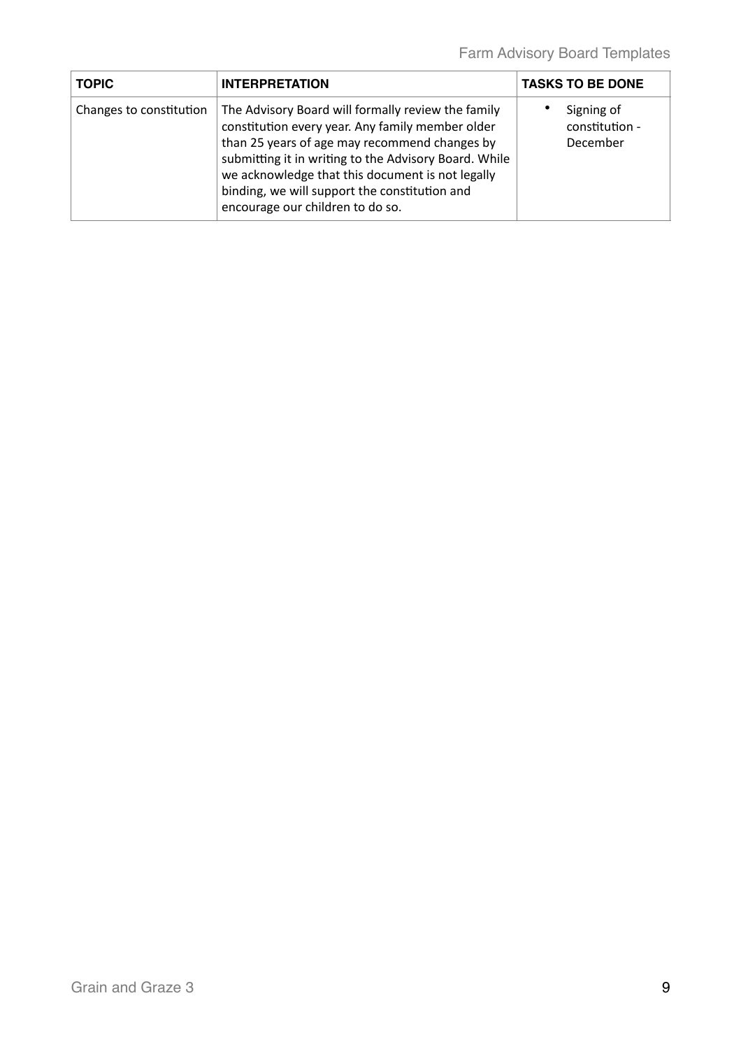| TOPIC | INTERPRETATION | TASKS TO BE DONE |
| --- | --- | --- |
| Changes to constitution | The Advisory Board will formally review the family constitution every year. Any family member older than 25 years of age may recommend changes by submitting it in writing to the Advisory Board. While we acknowledge that this document is not legally binding, we will support the constitution and encourage our children to do so. | • Signing of constitution - December |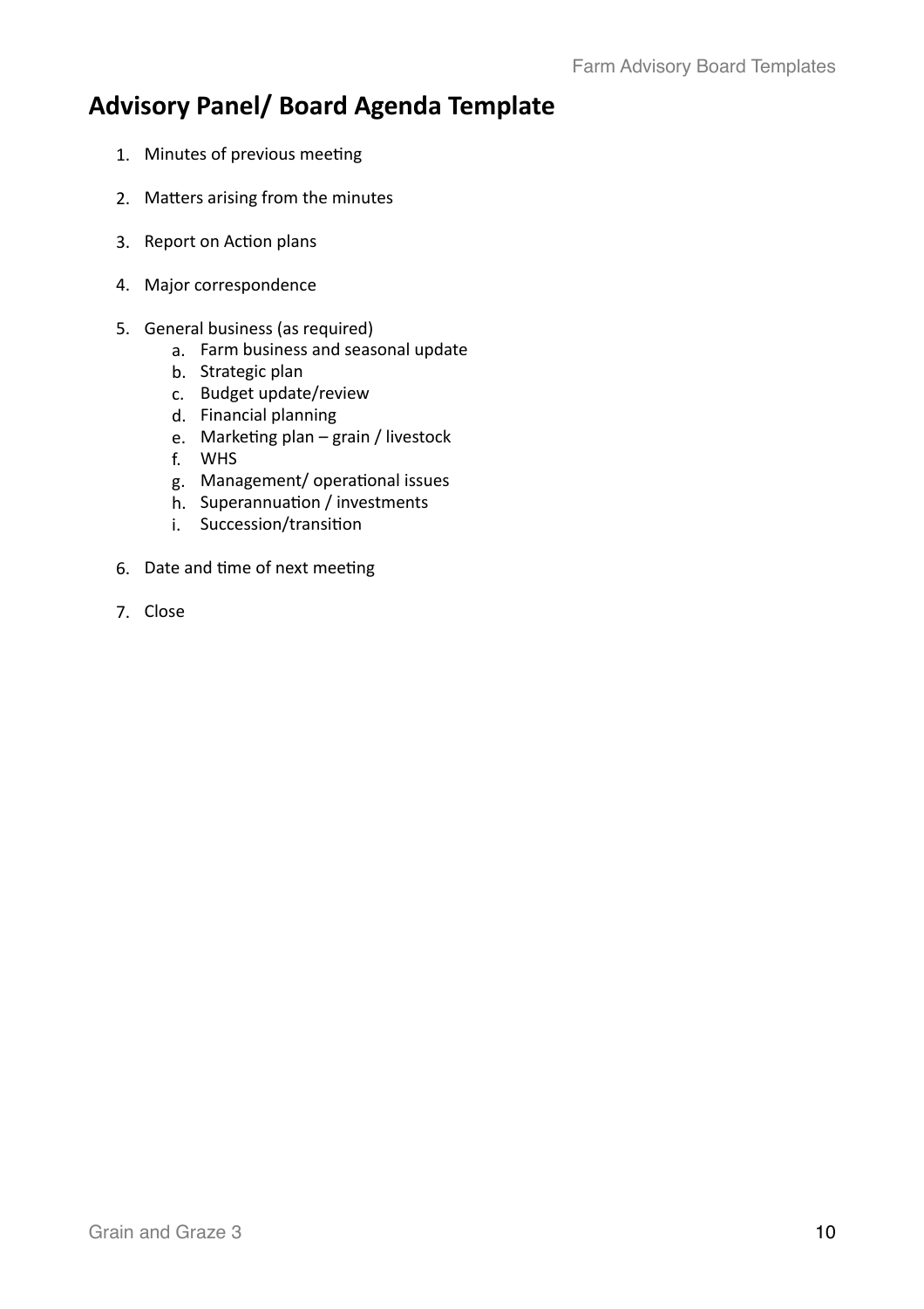# Advisory Panel/ Board Agenda Template

1. Minutes of previous meeting
2. Matters arising from the minutes
3. Report on Action plans
4. Major correspondence
5. General business (as required)
    a. Farm business and seasonal update
    b. Strategic plan
    c. Budget update/review
    d. Financial planning
    e. Marketing plan – grain / livestock
    f. WHS
    g. Management/ operational issues
    h. Superannuation / investments
    i. Succession/transition
6. Date and time of next meeting
7. Close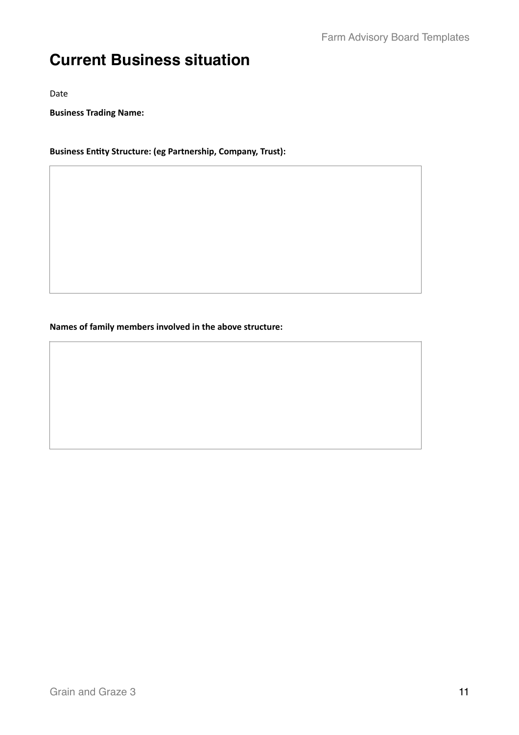# Current Business situation

Date

**Business Trading Name:**

**Business Entity Structure: (eg Partnership, Company, Trust):**

**Names of family members involved in the above structure:**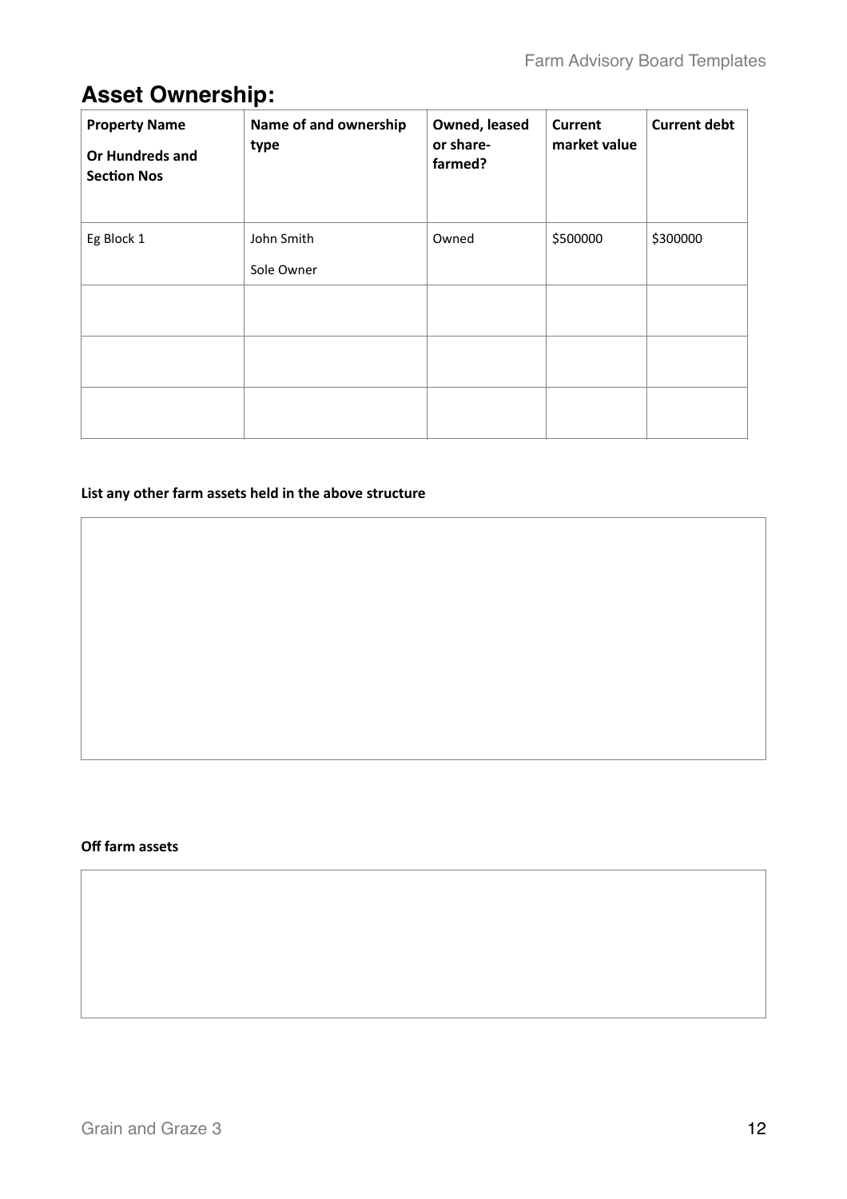## Asset Ownership:

| Property Name<br><br>Or Hundreds and Section Nos | Name of and ownership type | Owned, leased or share-farmed? | Current market value | Current debt |
|---|---|---|---|---|
| Eg Block 1 | John Smith<br><br>Sole Owner | Owned | $500000 | $300000 |
| | | | | |
| | | | | |
| | | | | |

**List any other farm assets held in the above structure**

**Off farm assets**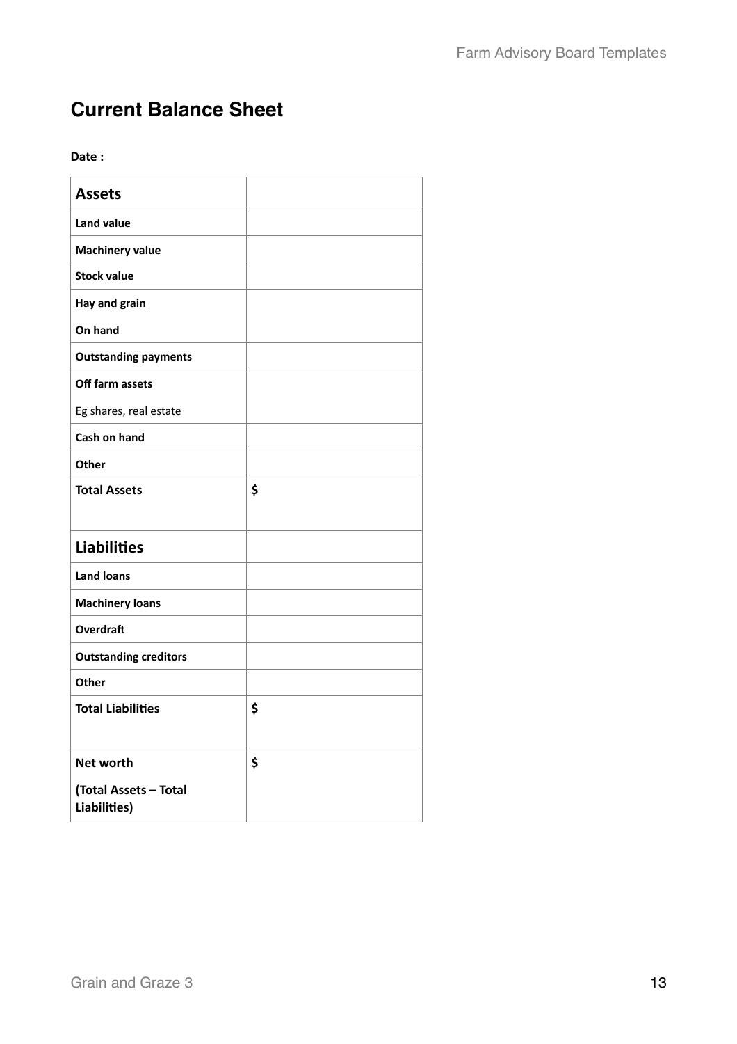## Current Balance Sheet

**Date :**

| **Assets** | |
|---|---|
| **Land value** | |
| **Machinery value** | |
| **Stock value** | |
| **Hay and grain On hand** | |
| **Outstanding payments** | |
| **Off farm assets** Eg shares, real estate | |
| **Cash on hand** | |
| **Other** | |
| **Total Assets** | **$** |
| **Liabilities** | |
| **Land loans** | |
| **Machinery loans** | |
| **Overdraft** | |
| **Outstanding creditors** | |
| **Other** | |
| **Total Liabilities** | **$** |
| **Net worth (Total Assets – Total Liabilities)** | **$** |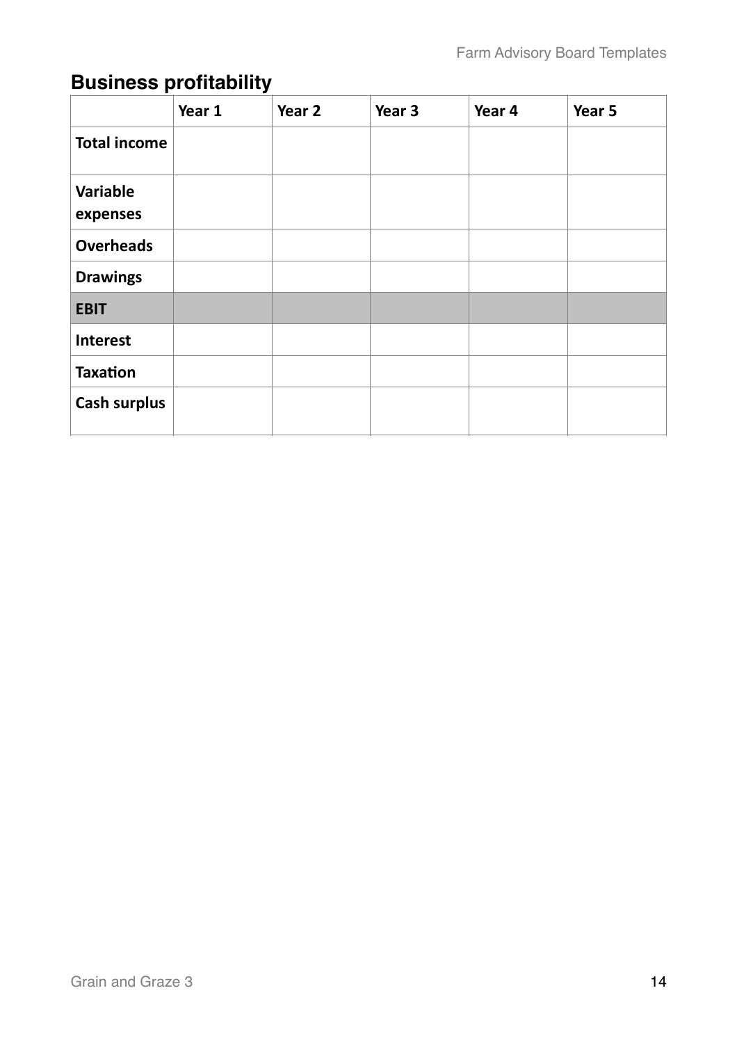## Business profitability

| | Year 1 | Year 2 | Year 3 | Year 4 | Year 5 |
|---|---|---|---|---|---|
| **Total income** | | | | | |
| **Variable expenses** | | | | | |
| **Overheads** | | | | | |
| **Drawings** | | | | | |
| **EBIT** | | | | | |
| **Interest** | | | | | |
| **Taxation** | | | | | |
| **Cash surplus** | | | | | |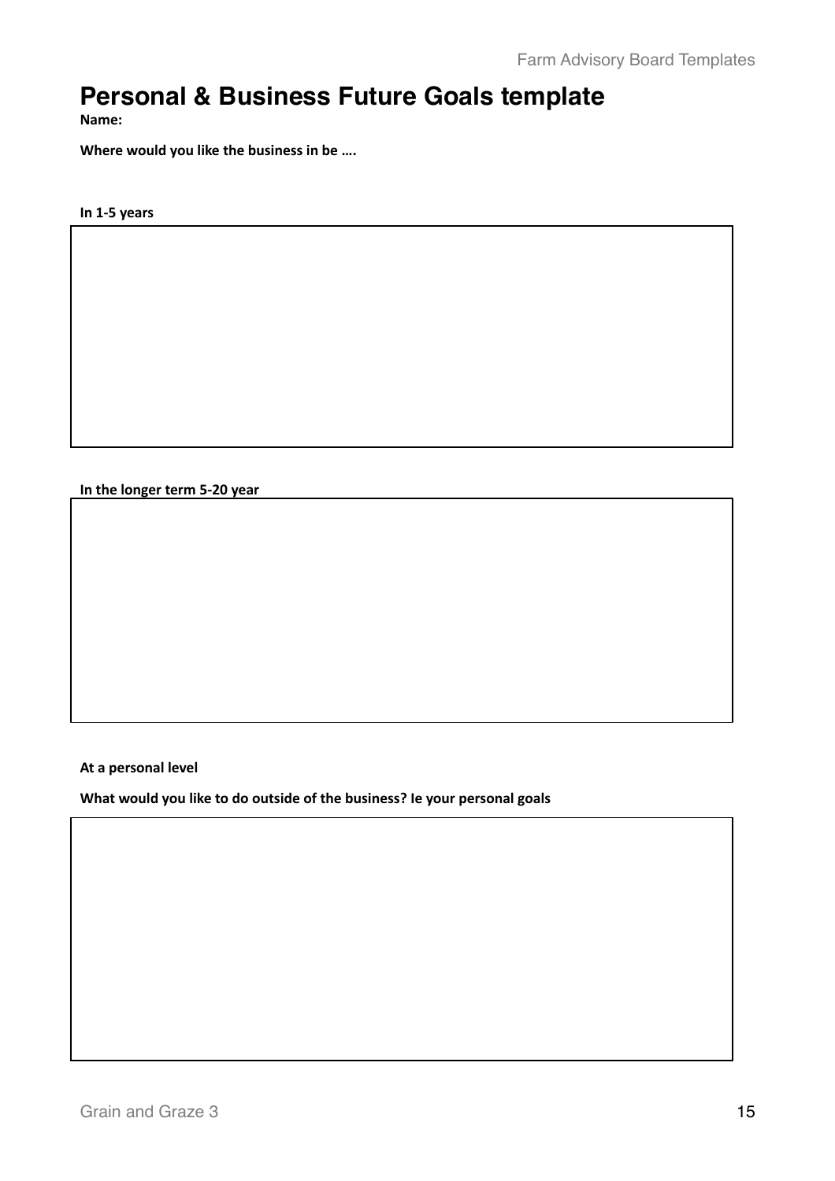# Personal & Business Future Goals template

**Name:**

**Where would you like the business in be ….**

**In 1-5 years**

**In the longer term 5-20 year**

**At a personal level**

**What would you like to do outside of the business? Ie your personal goals**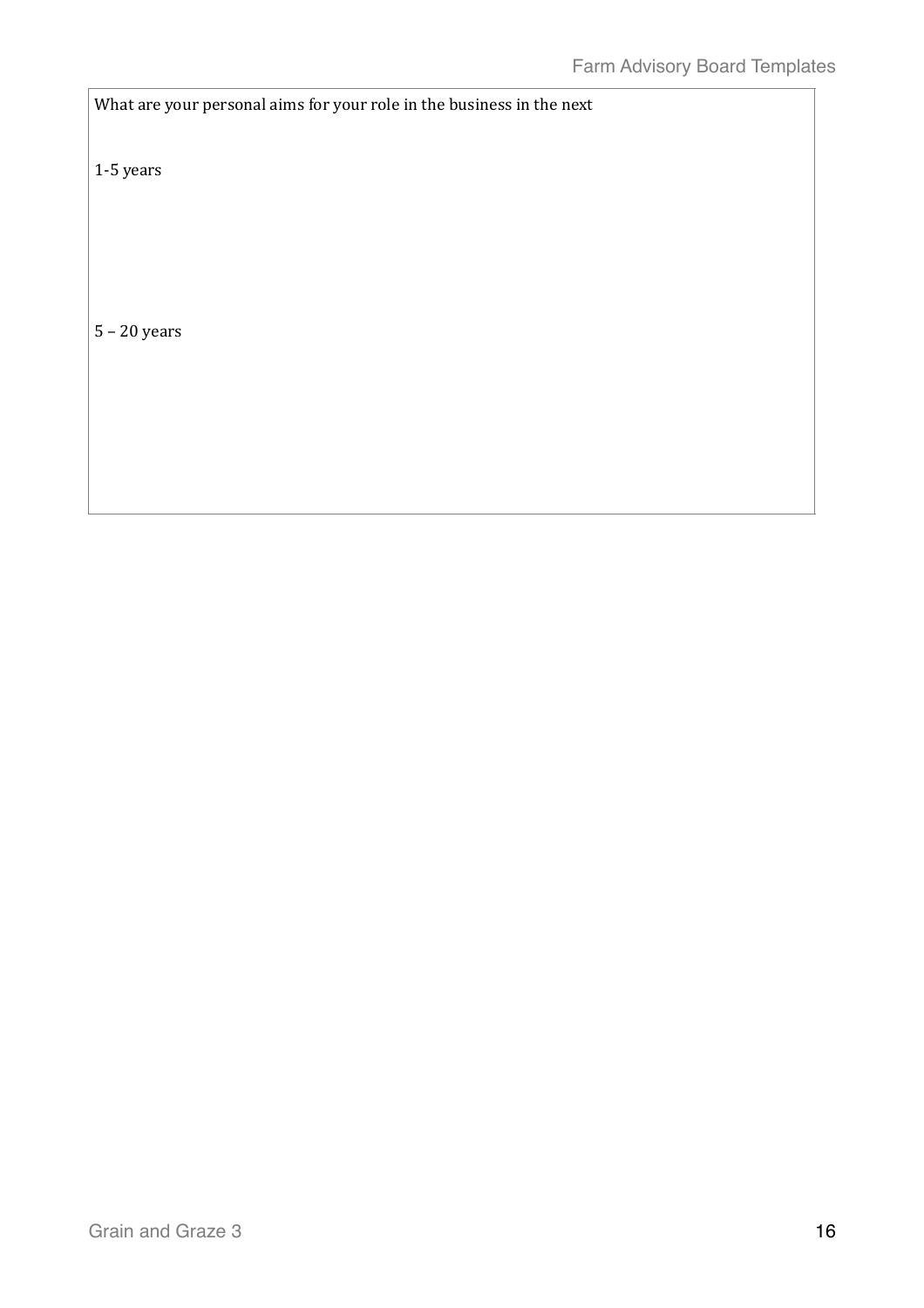What are your personal aims for your role in the business in the next

1-5 years

5 – 20 years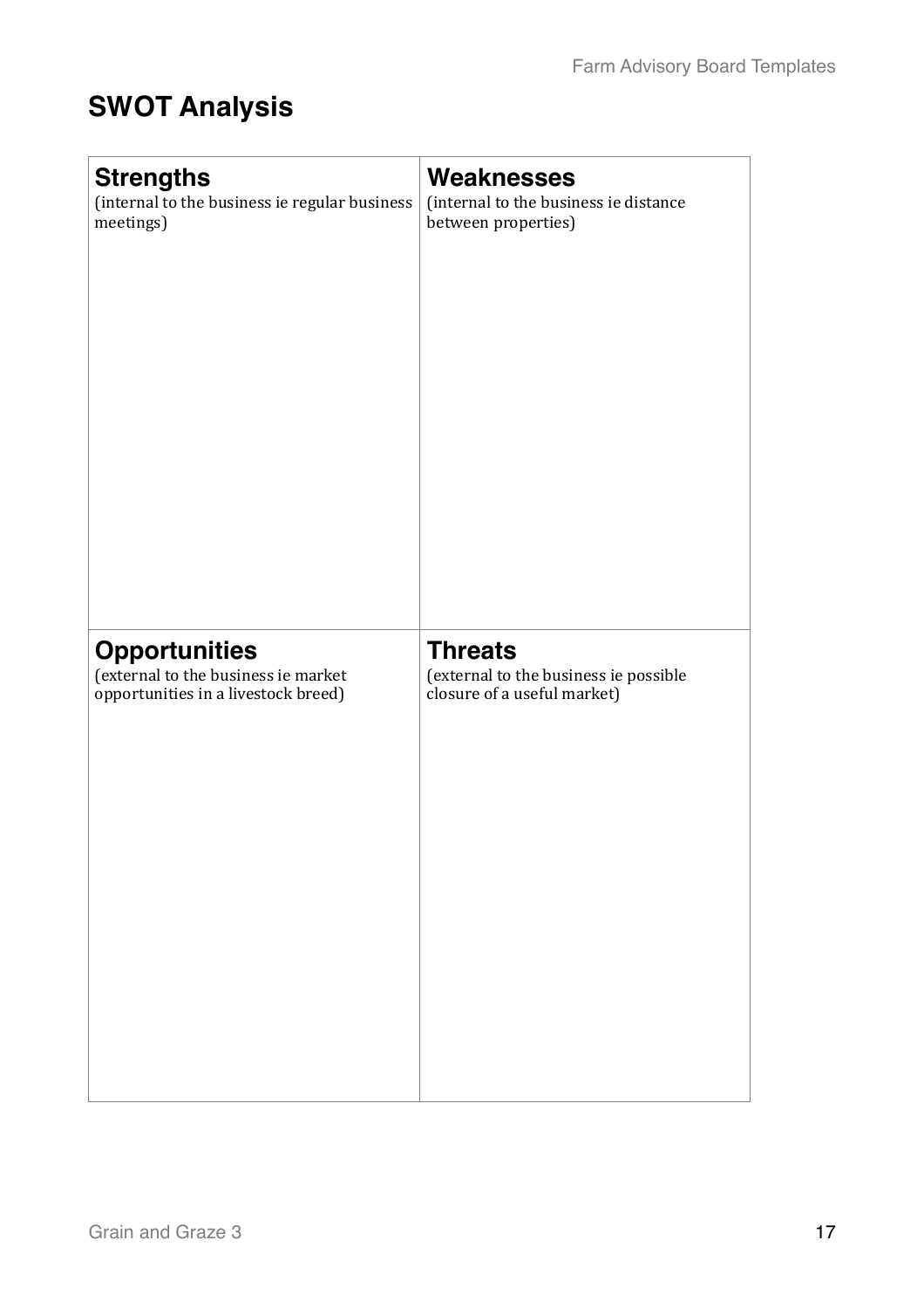## SWOT Analysis

| **Strengths**<br>(internal to the business ie regular business meetings) | **Weaknesses**<br>(internal to the business ie distance between properties) |
|---|---|
| | |
| **Opportunities**<br>(external to the business ie market opportunities in a livestock breed) | **Threats**<br>(external to the business ie possible closure of a useful market) |
| | |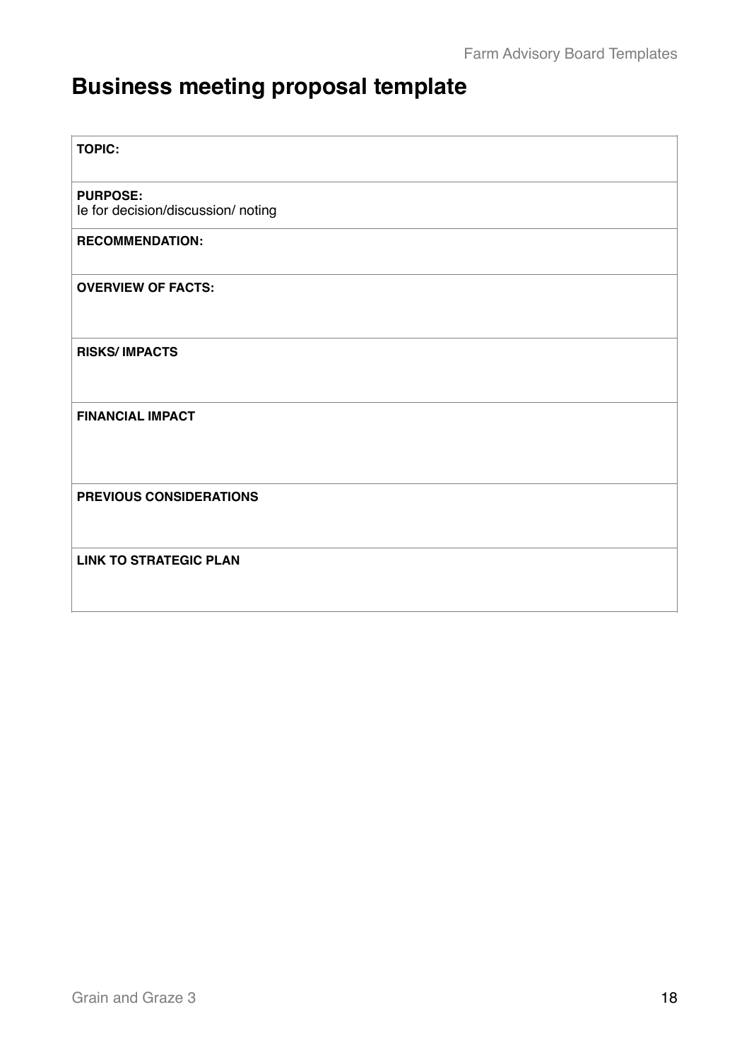# Business meeting proposal template

| **TOPIC:** |
|---|
| **PURPOSE:**<br>Ie for decision/discussion/ noting |
| **RECOMMENDATION:** |
| **OVERVIEW OF FACTS:** |
| **RISKS/ IMPACTS** |
| **FINANCIAL IMPACT** |
| **PREVIOUS CONSIDERATIONS** |
| **LINK TO STRATEGIC PLAN** |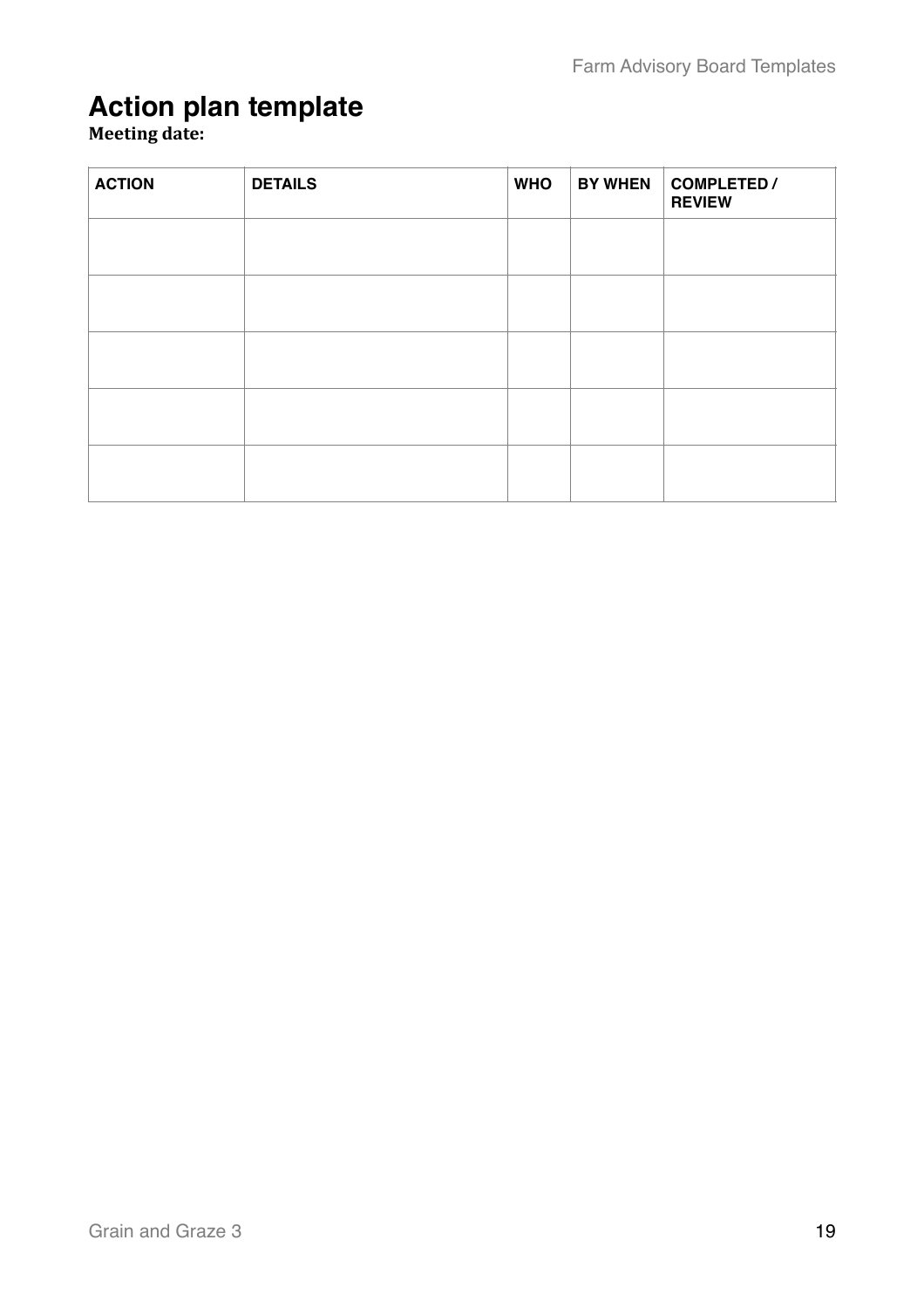# Action plan template

**Meeting date:**

| ACTION | DETAILS | WHO | BY WHEN | COMPLETED / REVIEW |
| --- | --- | --- | --- | --- |
| | | | | |
| | | | | |
| | | | | |
| | | | | |
| | | | | |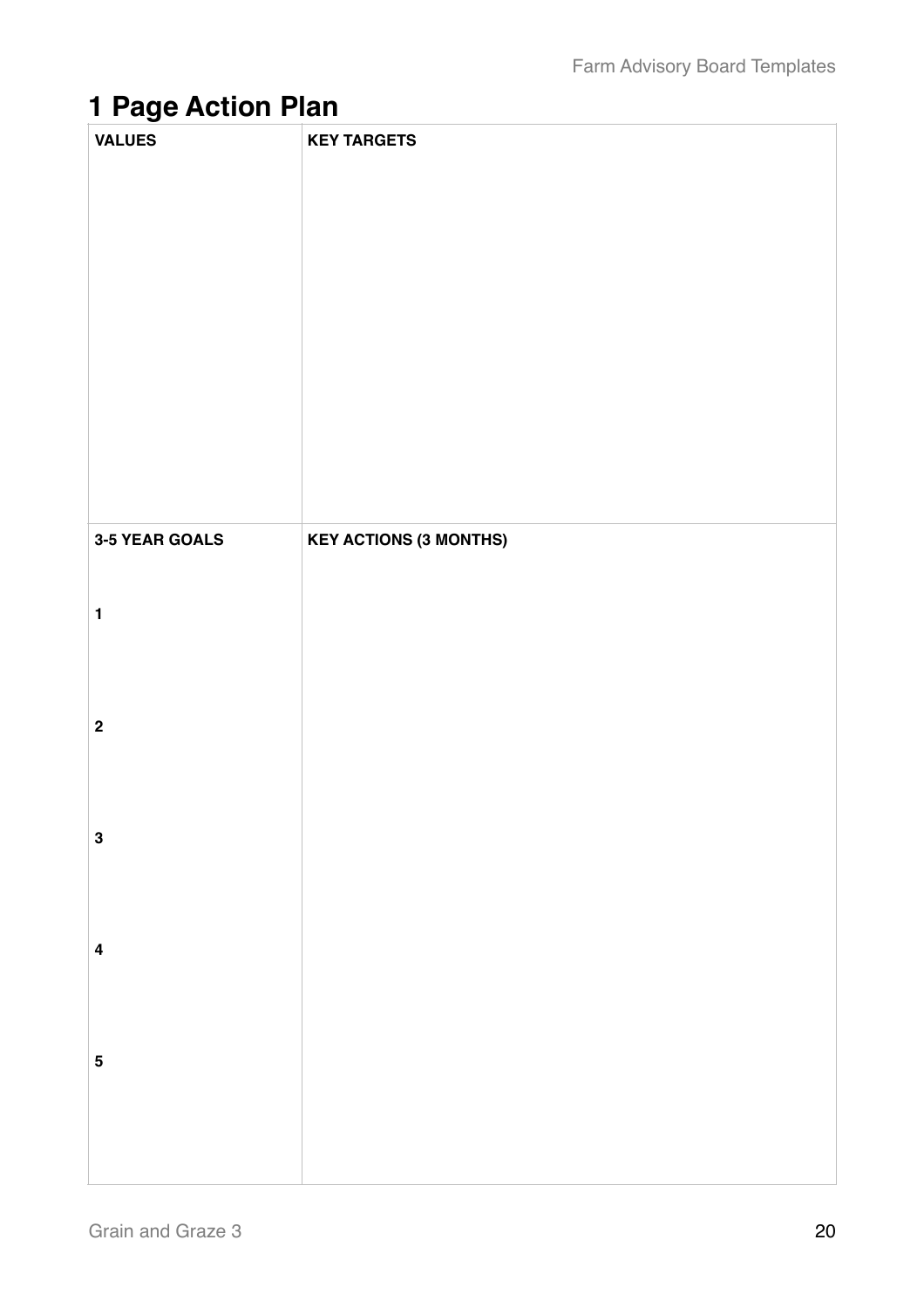# 1 Page Action Plan

| VALUES | KEY TARGETS |
|---|---|
| | |
| **3-5 YEAR GOALS** | **KEY ACTIONS (3 MONTHS)** |
| **1** | |
| **2** | |
| **3** | |
| **4** | |
| **5** | |